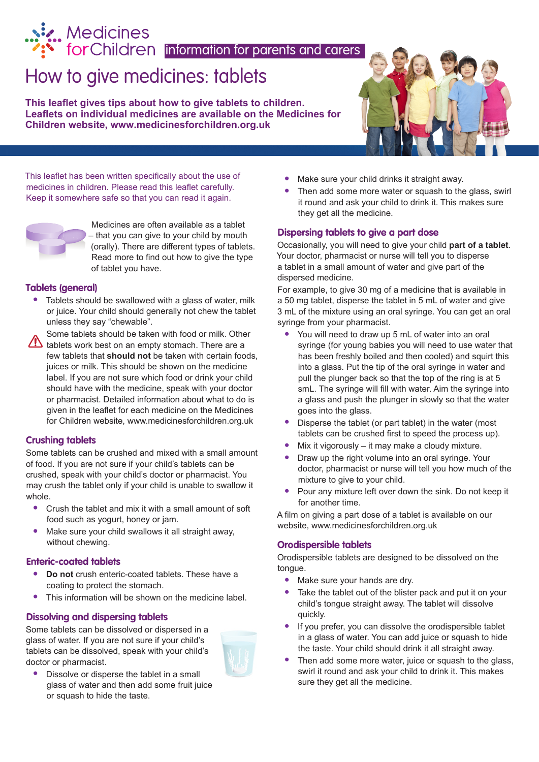Medicines for Children **information for parents and carers**

# How to give medicines: tablets

**This leaflet gives tips about how to give tablets to children. Leaflets on individual medicines are available on the Medicines for Children website, www.medicinesforchildren.org.uk**

This leaflet has been written specifically about the use of medicines in children. Please read this leaflet carefully. Keep it somewhere safe so that you can read it again.

Medicines are often available as a tablet – that you can give to your child by mouth (orally). There are different types of tablets. Read more to find out how to give the type of tablet you have.

## Tablets (general)

- Tablets should be swallowed with a glass of water, milk or juice. Your child should generally not chew the tablet unless they say "chewable".
- Some tablets should be taken with food or milk. Other tablets work best on an empty stomach. There are a few tablets that **should not** be taken with certain foods, juices or milk. This should be shown on the medicine label. If you are not sure which food or drink your child should have with the medicine, speak with your doctor or pharmacist. Detailed information about what to do is given in the leaflet for each medicine on the Medicines for Children website, www.medicinesforchildren.org.uk

## Crushing tablets

Some tablets can be crushed and mixed with a small amount of food. If you are not sure if your child's tablets can be crushed, speak with your child's doctor or pharmacist. You may crush the tablet only if your child is unable to swallow it whole.

- Crush the tablet and mix it with a small amount of soft food such as yogurt, honey or jam.
- Make sure your child swallows it all straight away, without chewing.

## Enteric-coated tablets

- **Do not** crush enteric-coated tablets. These have a coating to protect the stomach.
- This information will be shown on the medicine label.

## Dissolving and dispersing tablets

Some tablets can be dissolved or dispersed in a glass of water. If you are not sure if your child's tablets can be dissolved, speak with your child's doctor or pharmacist.

- Dissolve or disperse the tablet in a small glass of water and then add some fruit juice or squash to hide the taste.
- Make sure your child drinks it straight away.
- Then add some more water or squash to the glass, swirl it round and ask your child to drink it. This makes sure they get all the medicine.

## Dispersing tablets to give a part dose

Occasionally, you will need to give your child **part of a tablet**. Your doctor, pharmacist or nurse will tell you to disperse a tablet in a small amount of water and give part of the dispersed medicine.

For example, to give 30 mg of a medicine that is available in a 50 mg tablet, disperse the tablet in 5 mL of water and give 3 mL of the mixture using an oral syringe. You can get an oral syringe from your pharmacist.

- You will need to draw up 5 mL of water into an oral syringe (for young babies you will need to use water that has been freshly boiled and then cooled) and squirt this into a glass. Put the tip of the oral syringe in water and pull the plunger back so that the top of the ring is at 5 smL. The syringe will fill with water. Aim the syringe into a glass and push the plunger in slowly so that the water goes into the glass.
- Disperse the tablet (or part tablet) in the water (most tablets can be crushed first to speed the process up).
- Mix it vigorously – it may make a cloudy mixture.
- Draw up the right volume into an oral syringe. Your doctor, pharmacist or nurse will tell you how much of the mixture to give to your child.
- Pour any mixture left over down the sink. Do not keep it for another time.

A film on giving a part dose of a tablet is available on our website, www.medicinesforchildren.org.uk

## Orodispersible tablets

Orodispersible tablets are designed to be dissolved on the tongue.

- Make sure your hands are dry.
- Take the tablet out of the blister pack and put it on your child's tongue straight away. The tablet will dissolve quickly.
- If you prefer, you can dissolve the orodispersible tablet in a glass of water. You can add juice or squash to hide the taste. Your child should drink it all straight away.
- Then add some more water, juice or squash to the glass, swirl it round and ask your child to drink it. This makes sure they get all the medicine.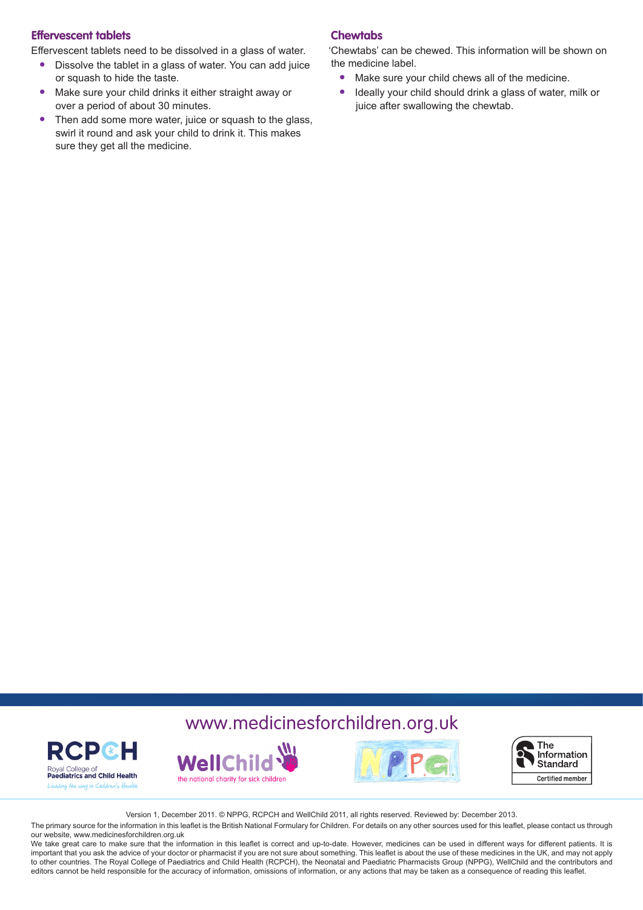## Effervescent tablets

Effervescent tablets need to be dissolved in a glass of water.

- Dissolve the tablet in a glass of water. You can add juice or squash to hide the taste.
- Make sure your child drinks it either straight away or over a period of about 30 minutes.
- Then add some more water, juice or squash to the glass, swirl it round and ask your child to drink it. This makes sure they get all the medicine.

## Chewtabs

'Chewtabs' can be chewed. This information will be shown on the medicine label.

- Make sure your child chews all of the medicine.
- Ideally your child should drink a glass of water, milk or juice after swallowing the chewtab.

www.medicinesforchildren.org.uk

Version 1, December 2011. © NPPG, RCPCH and WellChild 2011, all rights reserved. Reviewed by: December 2013.

The primary source for the information in this leaflet is the British National Formulary for Children. For details on any other sources used for this leaflet, please contact us through our website, www.medicinesforchildren.org.uk

We take great care to make sure that the information in this leaflet is correct and up-to-date. However, medicines can be used in different ways for different patients. It is important that you ask the advice of your doctor or pharmacist if you are not sure about something. This leaflet is about the use of these medicines in the UK, and may not apply to other countries. The Royal College of Paediatrics and Child Health (RCPCH), the Neonatal and Paediatric Pharmacists Group (NPPG), WellChild and the contributors and editors cannot be held responsible for the accuracy of information, omissions of information, or any actions that may be taken as a consequence of reading this leaflet.